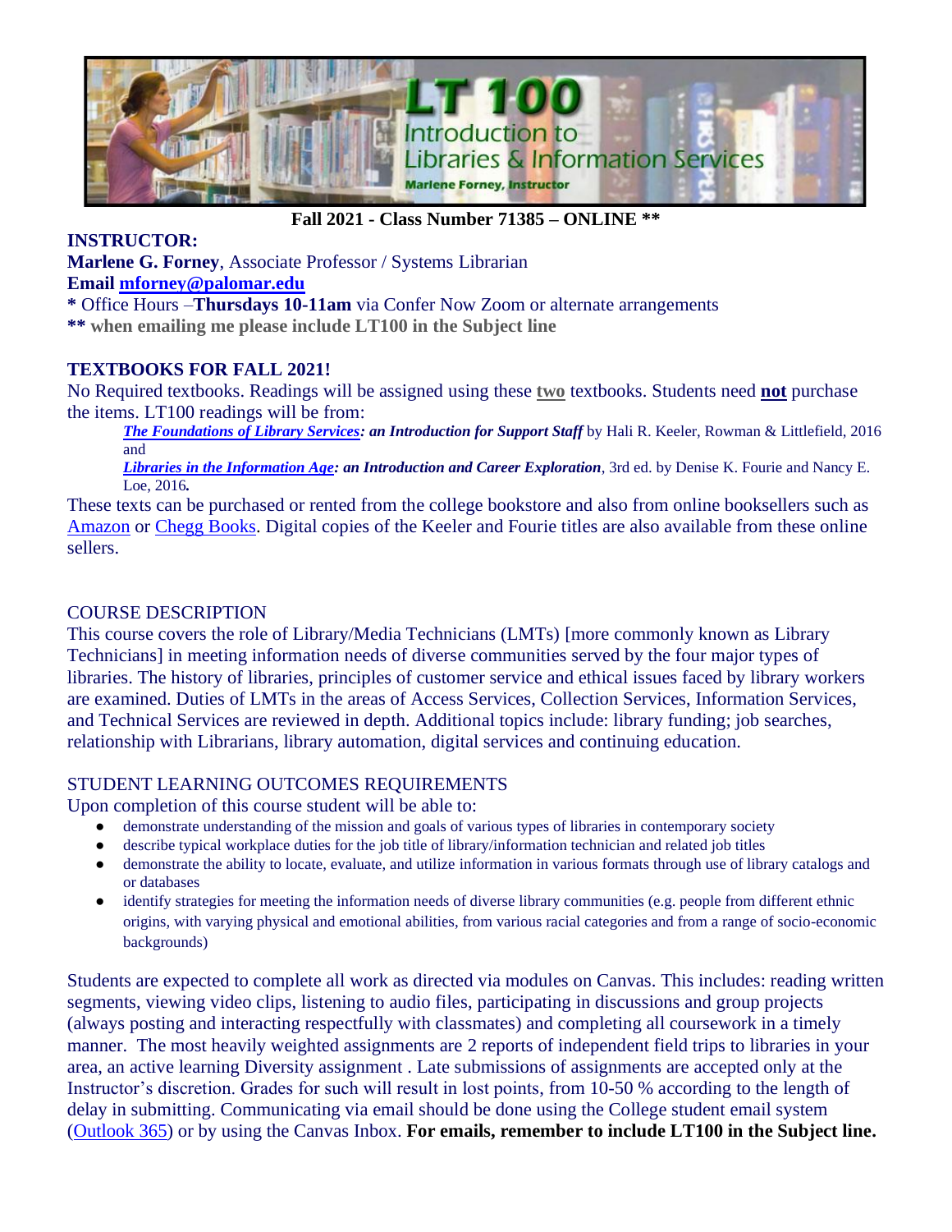# LT 100 Introduction to Libraries & Information Services

Marlene Forney, Instructor

**Fall 2021 - Class Number 71385 – ONLINE \*\***

**INSTRUCTOR:**
**Marlene G. Forney**, Associate Professor / Systems Librarian
**Email [mforney@palomar.edu](mailto:mforney@palomar.edu)**
**\*** Office Hours –**Thursdays 10-11am** via Confer Now Zoom or alternate arrangements
**\*\* when emailing me please include LT100 in the Subject line**

**TEXTBOOKS FOR FALL 2021!**

No Required textbooks. Readings will be assigned using these **two** textbooks. Students need **not** purchase the items. LT100 readings will be from:

> ***The Foundations of Library Services**: an Introduction for Support Staff* by Hali R. Keeler, Rowman & Littlefield, 2016 and
> ***Libraries in the Information Age**: an Introduction and Career Exploration*, 3rd ed. by Denise K. Fourie and Nancy E. Loe, 2016***.***

These texts can be purchased or rented from the college bookstore and also from online booksellers such as Amazon or Chegg Books. Digital copies of the Keeler and Fourie titles are also available from these online sellers.

## COURSE DESCRIPTION

This course covers the role of Library/Media Technicians (LMTs) [more commonly known as Library Technicians] in meeting information needs of diverse communities served by the four major types of libraries. The history of libraries, principles of customer service and ethical issues faced by library workers are examined. Duties of LMTs in the areas of Access Services, Collection Services, Information Services, and Technical Services are reviewed in depth. Additional topics include: library funding; job searches, relationship with Librarians, library automation, digital services and continuing education.

## STUDENT LEARNING OUTCOMES REQUIREMENTS

Upon completion of this course student will be able to:

- demonstrate understanding of the mission and goals of various types of libraries in contemporary society
- describe typical workplace duties for the job title of library/information technician and related job titles
- demonstrate the ability to locate, evaluate, and utilize information in various formats through use of library catalogs and or databases
- identify strategies for meeting the information needs of diverse library communities (e.g. people from different ethnic origins, with varying physical and emotional abilities, from various racial categories and from a range of socio-economic backgrounds)

Students are expected to complete all work as directed via modules on Canvas. This includes: reading written segments, viewing video clips, listening to audio files, participating in discussions and group projects (always posting and interacting respectfully with classmates) and completing all coursework in a timely manner. The most heavily weighted assignments are 2 reports of independent field trips to libraries in your area, an active learning Diversity assignment . Late submissions of assignments are accepted only at the Instructor's discretion. Grades for such will result in lost points, from 10-50 % according to the length of delay in submitting. Communicating via email should be done using the College student email system (Outlook 365) or by using the Canvas Inbox. **For emails, remember to include LT100 in the Subject line.**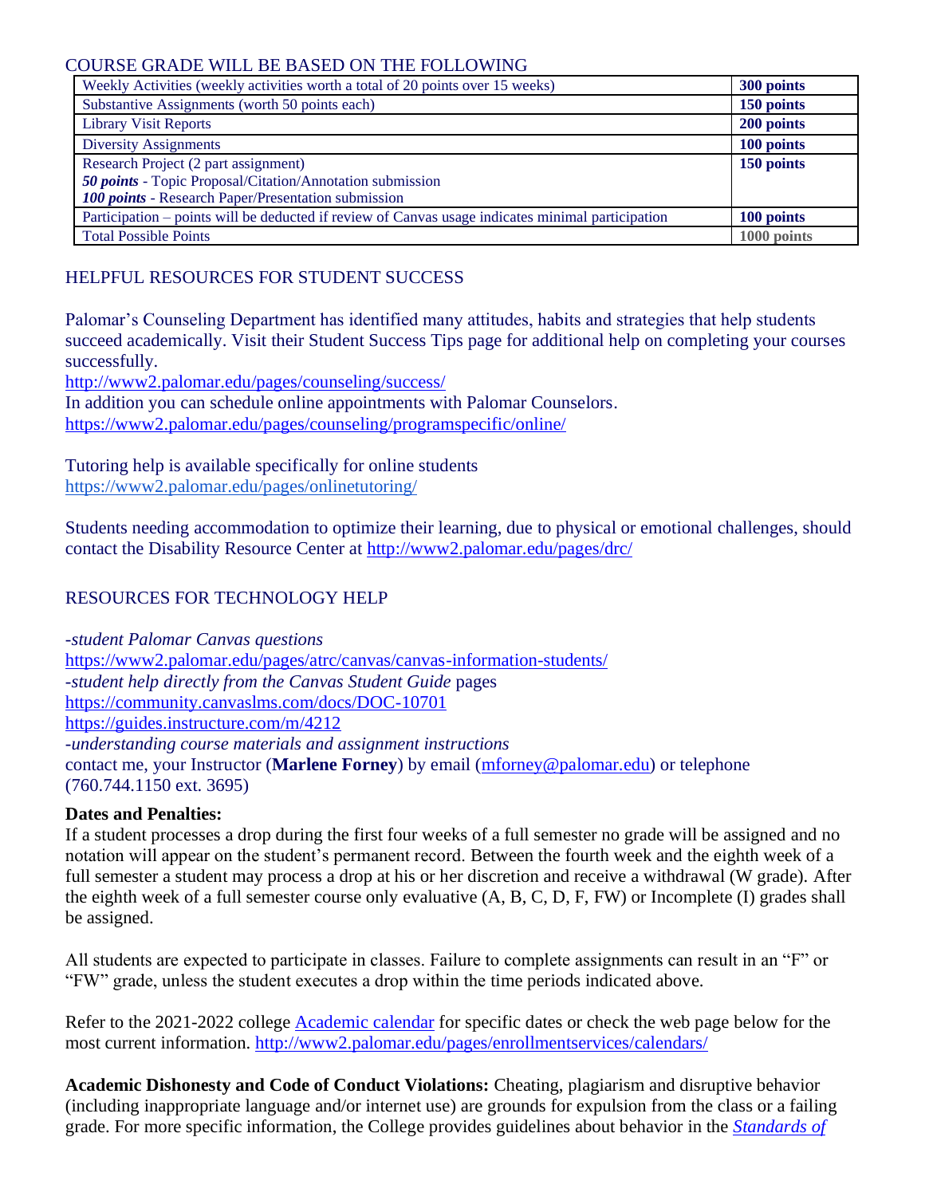## COURSE GRADE WILL BE BASED ON THE FOLLOWING

| | |
|---|---|
| Weekly Activities (weekly activities worth a total of 20 points over 15 weeks) | **300 points** |
| Substantive Assignments (worth 50 points each) | **150 points** |
| Library Visit Reports | **200 points** |
| Diversity Assignments | **100 points** |
| Research Project (2 part assignment)<br>***50 points*** - Topic Proposal/Citation/Annotation submission<br>***100 points*** - Research Paper/Presentation submission | **150 points** |
| Participation – points will be deducted if review of Canvas usage indicates minimal participation | **100 points** |
| Total Possible Points | **1000 points** |

## HELPFUL RESOURCES FOR STUDENT SUCCESS

Palomar's Counseling Department has identified many attitudes, habits and strategies that help students succeed academically. Visit their Student Success Tips page for additional help on completing your courses successfully.
http://www2.palomar.edu/pages/counseling/success/
In addition you can schedule online appointments with Palomar Counselors.
https://www2.palomar.edu/pages/counseling/programspecific/online/

Tutoring help is available specifically for online students
https://www2.palomar.edu/pages/onlinetutoring/

Students needing accommodation to optimize their learning, due to physical or emotional challenges, should contact the Disability Resource Center at http://www2.palomar.edu/pages/drc/

## RESOURCES FOR TECHNOLOGY HELP

*-student Palomar Canvas questions*
https://www2.palomar.edu/pages/atrc/canvas/canvas-information-students/
*-student help directly from the Canvas Student Guide* pages
https://community.canvaslms.com/docs/DOC-10701
https://guides.instructure.com/m/4212
*-understanding course materials and assignment instructions*
contact me, your Instructor (**Marlene Forney**) by email (mforney@palomar.edu) or telephone (760.744.1150 ext. 3695)

**Dates and Penalties:**
If a student processes a drop during the first four weeks of a full semester no grade will be assigned and no notation will appear on the student's permanent record. Between the fourth week and the eighth week of a full semester a student may process a drop at his or her discretion and receive a withdrawal (W grade). After the eighth week of a full semester course only evaluative (A, B, C, D, F, FW) or Incomplete (I) grades shall be assigned.

All students are expected to participate in classes. Failure to complete assignments can result in an "F" or "FW" grade, unless the student executes a drop within the time periods indicated above.

Refer to the 2021-2022 college Academic calendar for specific dates or check the web page below for the most current information. http://www2.palomar.edu/pages/enrollmentservices/calendars/

**Academic Dishonesty and Code of Conduct Violations:** Cheating, plagiarism and disruptive behavior (including inappropriate language and/or internet use) are grounds for expulsion from the class or a failing grade. For more specific information, the College provides guidelines about behavior in the *Standards of*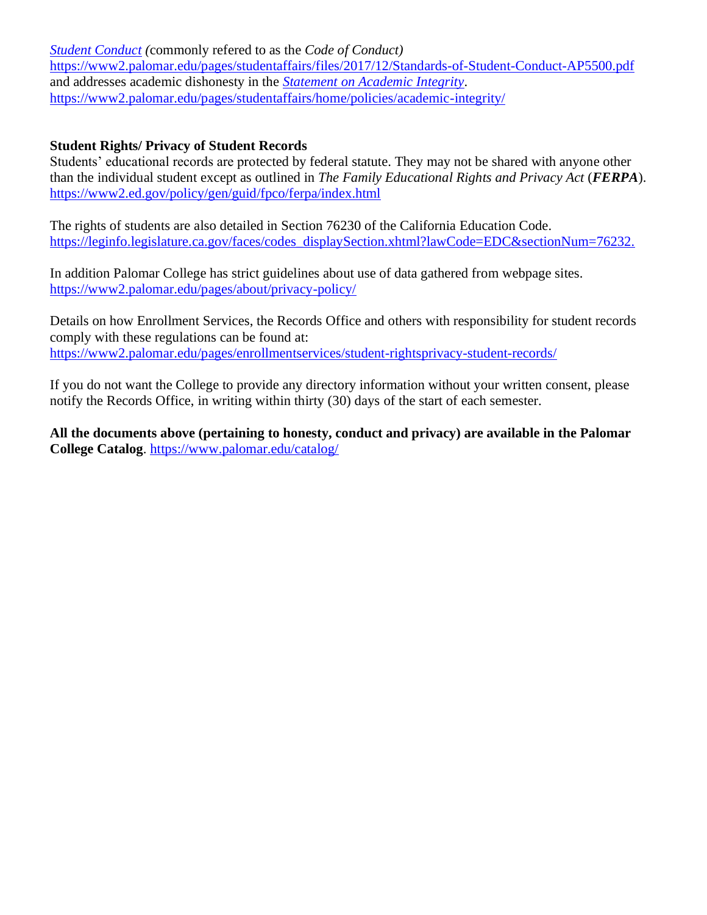[*Student Conduct*](https://www2.palomar.edu/pages/studentaffairs/files/2017/12/Standards-of-Student-Conduct-AP5500.pdf) *(*commonly refered to as the *Code of Conduct)*
https://www2.palomar.edu/pages/studentaffairs/files/2017/12/Standards-of-Student-Conduct-AP5500.pdf
and addresses academic dishonesty in the [*Statement on Academic Integrity*](https://www2.palomar.edu/pages/studentaffairs/home/policies/academic-integrity/).
https://www2.palomar.edu/pages/studentaffairs/home/policies/academic-integrity/

**Student Rights/ Privacy of Student Records**
Students' educational records are protected by federal statute. They may not be shared with anyone other than the individual student except as outlined in *The Family Educational Rights and Privacy Act* (***FERPA***).
https://www2.ed.gov/policy/gen/guid/fpco/ferpa/index.html

The rights of students are also detailed in Section 76230 of the California Education Code.
https://leginfo.legislature.ca.gov/faces/codes_displaySection.xhtml?lawCode=EDC&sectionNum=76232.

In addition Palomar College has strict guidelines about use of data gathered from webpage sites.
https://www2.palomar.edu/pages/about/privacy-policy/

Details on how Enrollment Services, the Records Office and others with responsibility for student records comply with these regulations can be found at:
https://www2.palomar.edu/pages/enrollmentservices/student-rightsprivacy-student-records/

If you do not want the College to provide any directory information without your written consent, please notify the Records Office, in writing within thirty (30) days of the start of each semester.

**All the documents above (pertaining to honesty, conduct and privacy) are available in the Palomar College Catalog**. https://www.palomar.edu/catalog/